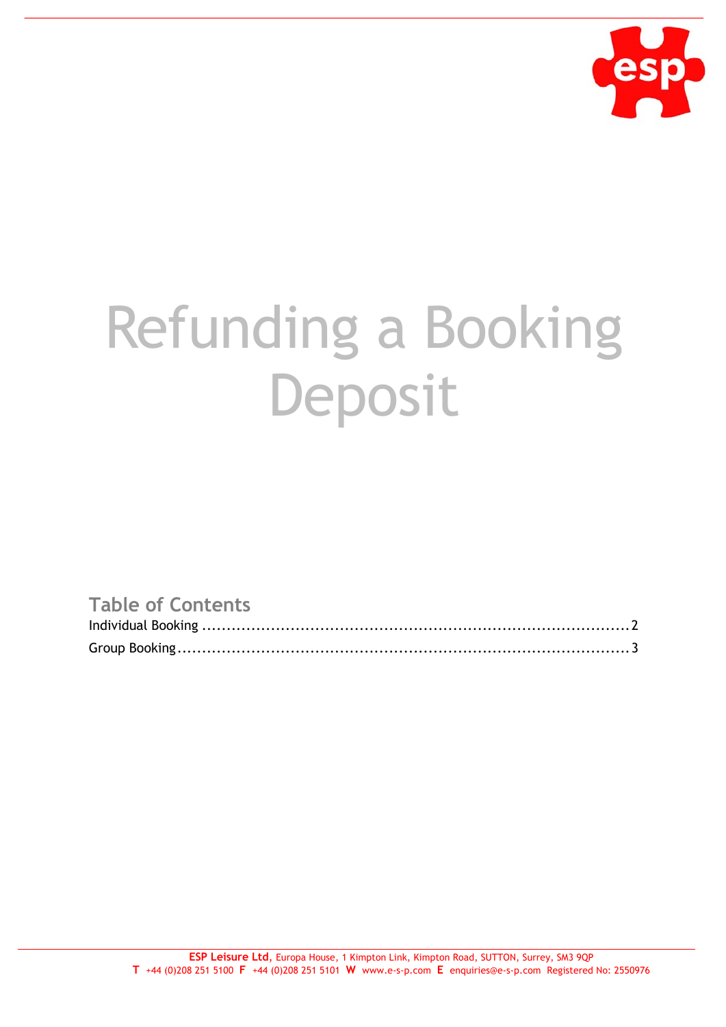# Refunding a Booking Deposit

## Table of Contents

Individual Booking ........................................................................................ 2

Group Booking ............................................................................................. 3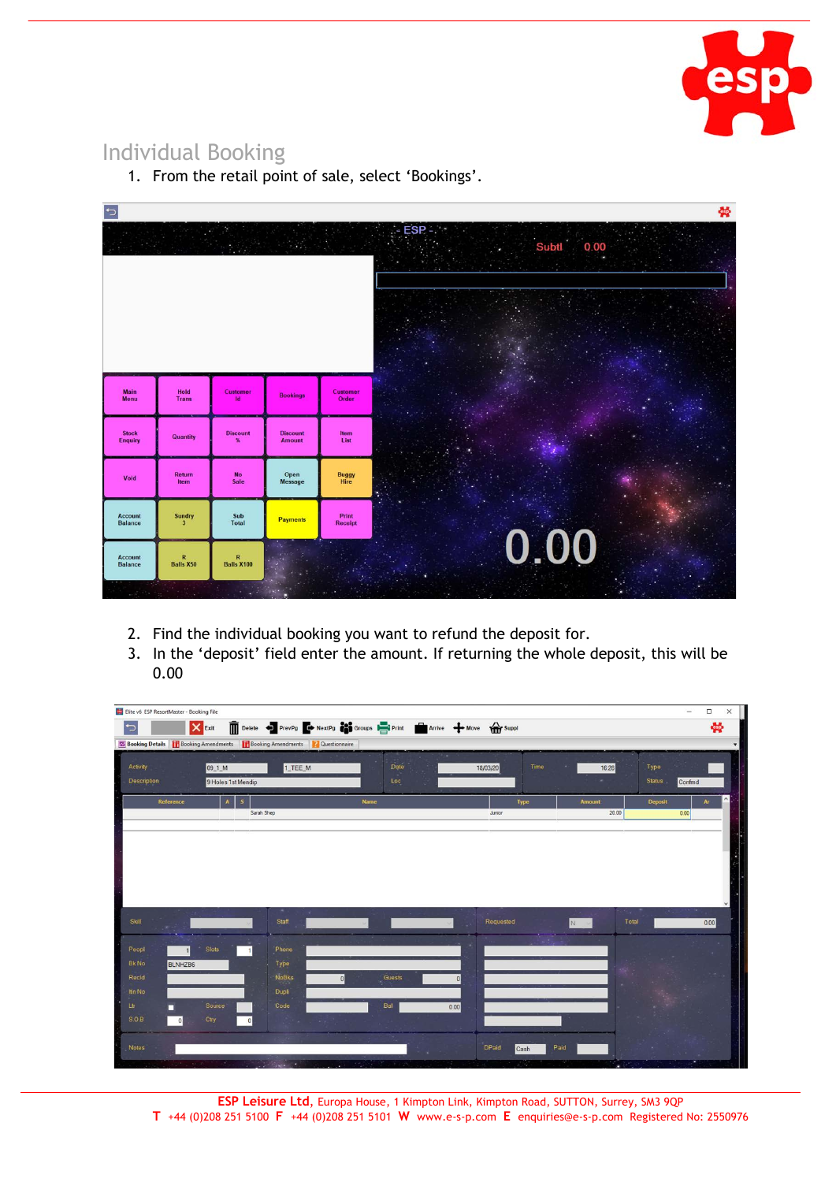## Individual Booking

1. From the retail point of sale, select 'Bookings'.

2. Find the individual booking you want to refund the deposit for.
3. In the 'deposit' field enter the amount. If returning the whole deposit, this will be 0.00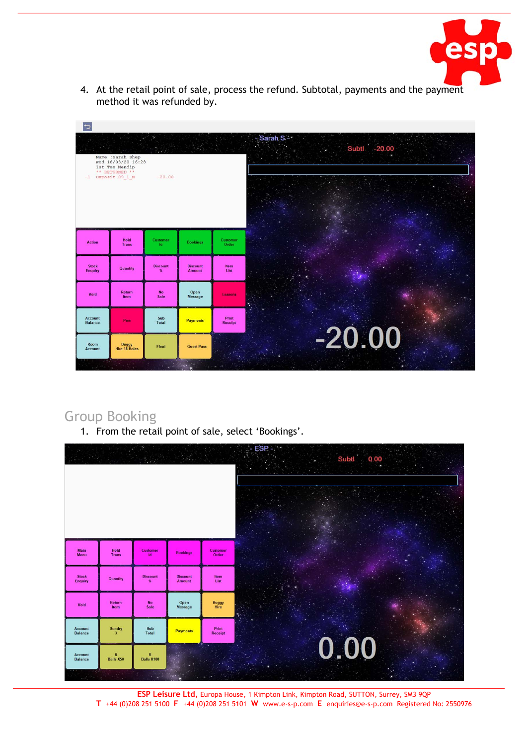4. At the retail point of sale, process the refund. Subtotal, payments and the payment method it was refunded by.

## Group Booking

1. From the retail point of sale, select 'Bookings'.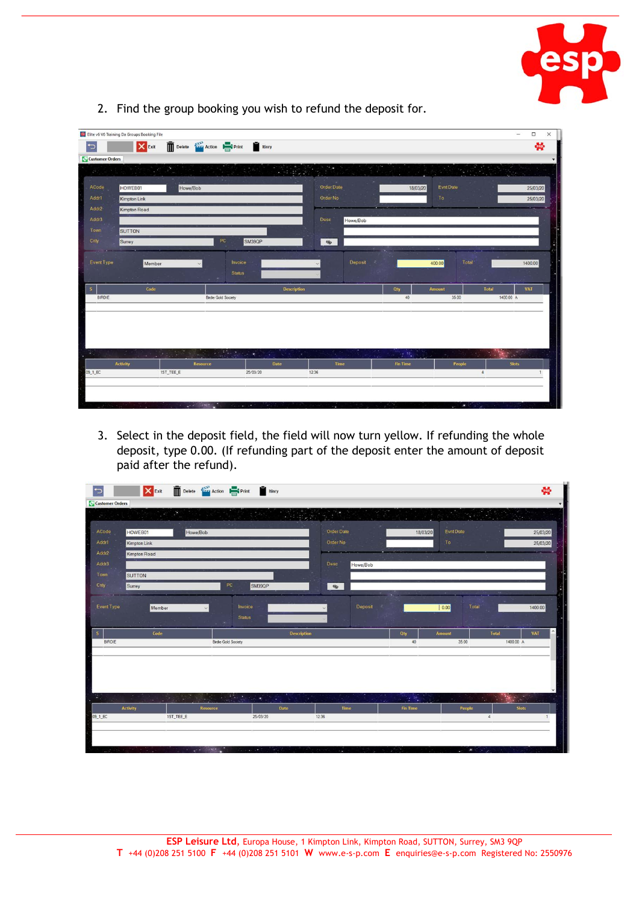2. Find the group booking you wish to refund the deposit for.

3. Select in the deposit field, the field will now turn yellow. If refunding the whole deposit, type 0.00. (If refunding part of the deposit enter the amount of deposit paid after the refund).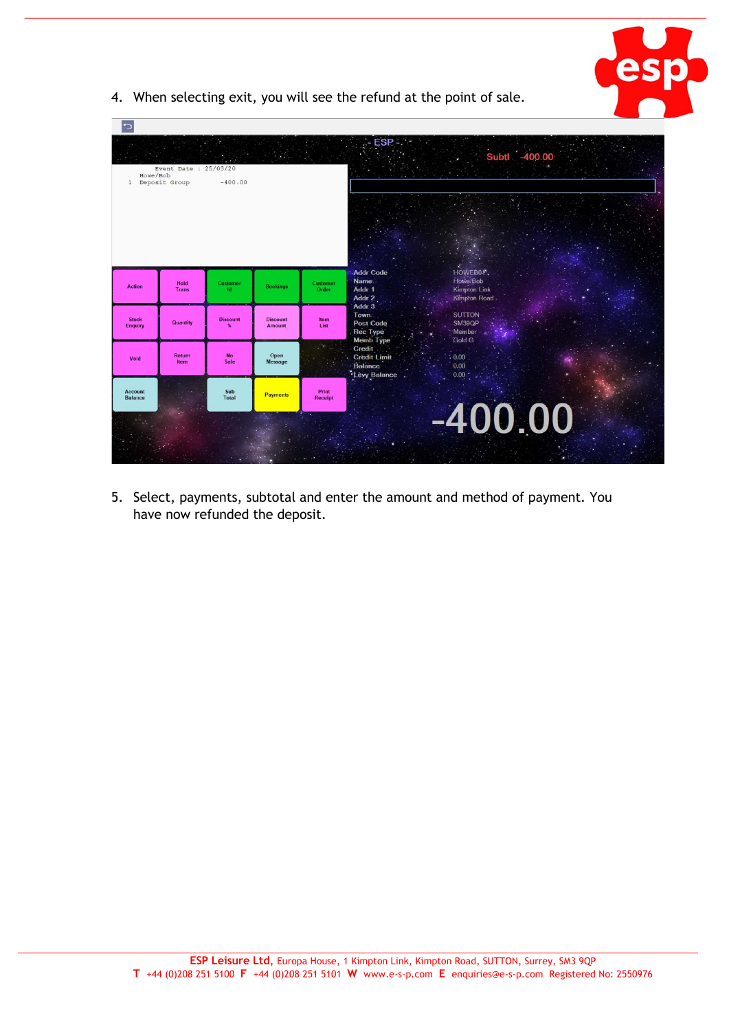4. When selecting exit, you will see the refund at the point of sale.

5. Select, payments, subtotal and enter the amount and method of payment. You have now refunded the deposit.